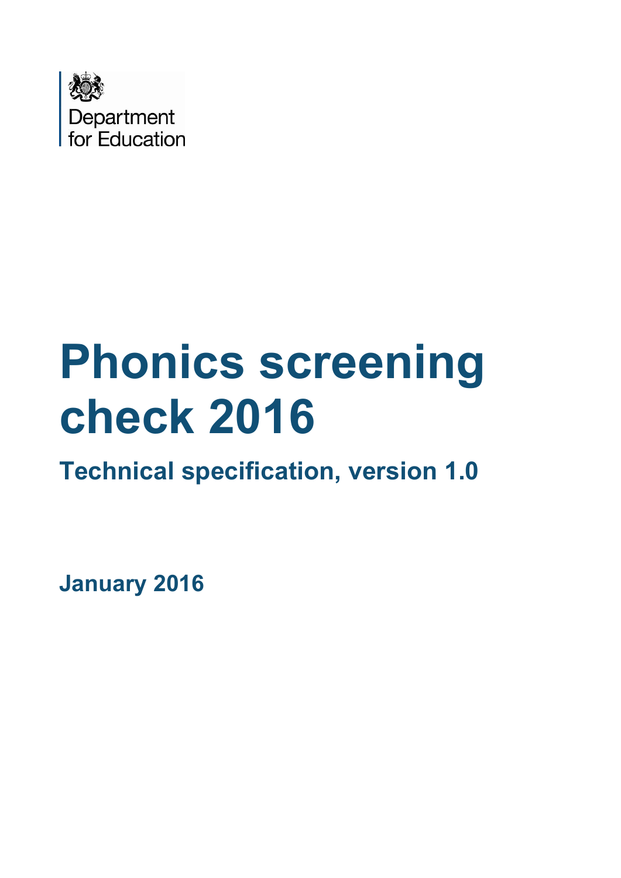Department for Education

# Phonics screening check 2016

## Technical specification, version 1.0

**January 2016**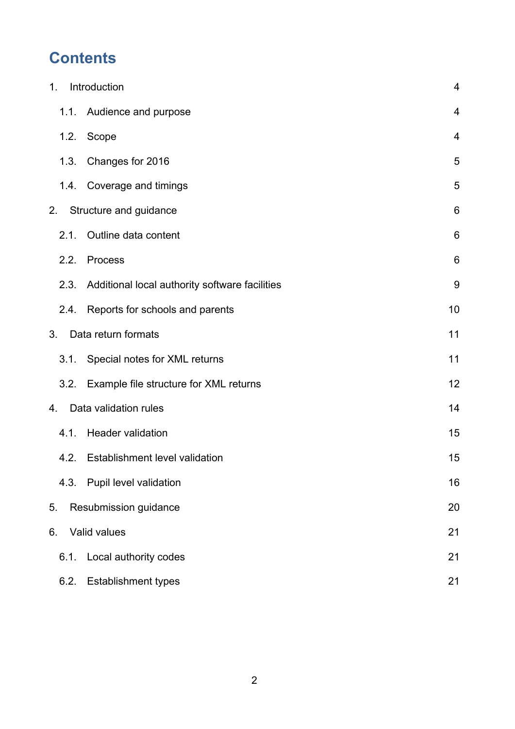# Contents

1. Introduction 4

   1.1. Audience and purpose 4

   1.2. Scope 4

   1.3. Changes for 2016 5

   1.4. Coverage and timings 5

2. Structure and guidance 6

   2.1. Outline data content 6

   2.2. Process 6

   2.3. Additional local authority software facilities 9

   2.4. Reports for schools and parents 10

3. Data return formats 11

   3.1. Special notes for XML returns 11

   3.2. Example file structure for XML returns 12

4. Data validation rules 14

   4.1. Header validation 15

   4.2. Establishment level validation 15

   4.3. Pupil level validation 16

5. Resubmission guidance 20

6. Valid values 21

   6.1. Local authority codes 21

   6.2. Establishment types 21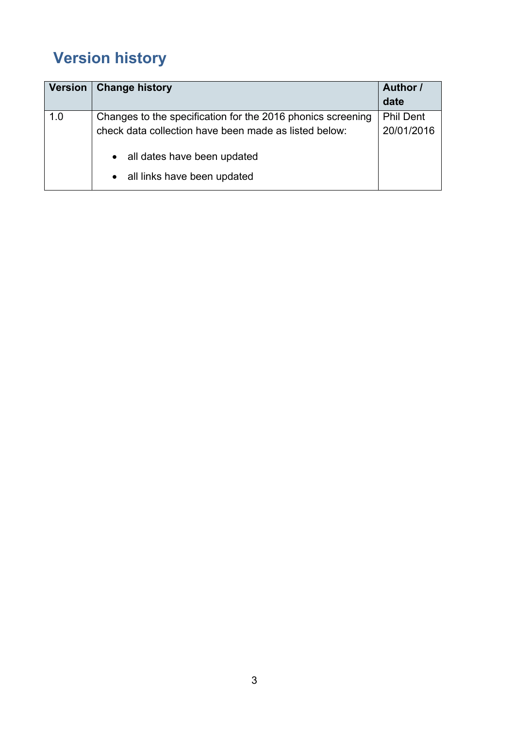# Version history

| Version | Change history | Author / date |
| --- | --- | --- |
| 1.0 | Changes to the specification for the 2016 phonics screening check data collection have been made as listed below:<br><br>• all dates have been updated<br>• all links have been updated | Phil Dent 20/01/2016 |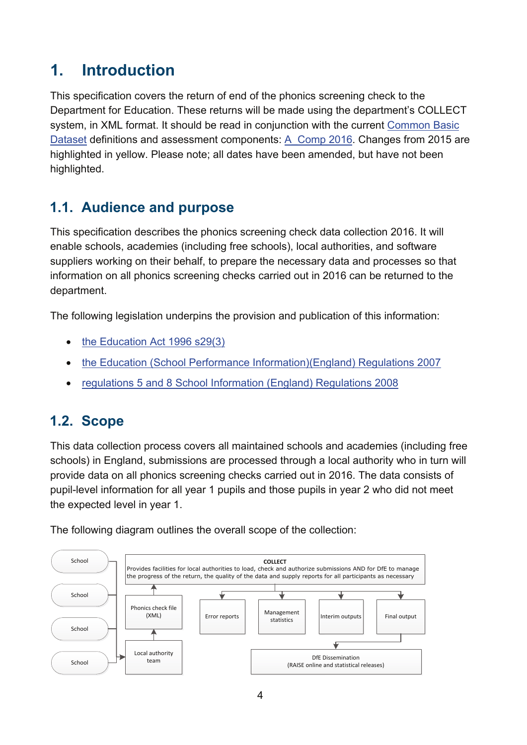# 1. Introduction

This specification covers the return of end of the phonics screening check to the Department for Education. These returns will be made using the department's COLLECT system, in XML format. It should be read in conjunction with the current Common Basic Dataset definitions and assessment components: A_Comp 2016. Changes from 2015 are highlighted in yellow. Please note; all dates have been amended, but have not been highlighted.

## 1.1. Audience and purpose

This specification describes the phonics screening check data collection 2016. It will enable schools, academies (including free schools), local authorities, and software suppliers working on their behalf, to prepare the necessary data and processes so that information on all phonics screening checks carried out in 2016 can be returned to the department.

The following legislation underpins the provision and publication of this information:

- the Education Act 1996 s29(3)
- the Education (School Performance Information)(England) Regulations 2007
- regulations 5 and 8 School Information (England) Regulations 2008

## 1.2. Scope

This data collection process covers all maintained schools and academies (including free schools) in England, submissions are processed through a local authority who in turn will provide data on all phonics screening checks carried out in 2016. The data consists of pupil-level information for all year 1 pupils and those pupils in year 2 who did not meet the expected level in year 1.

The following diagram outlines the overall scope of the collection:

School

School

School

School

**COLLECT**
Provides facilities for local authorities to load, check and authorize submissions AND for DfE to manage the progress of the return, the quality of the data and supply reports for all participants as necessary

Phonics check file (XML)

Local authority team

Error reports

Management statistics

Interim outputs

Final output

DfE Dissemination
(RAISE online and statistical releases)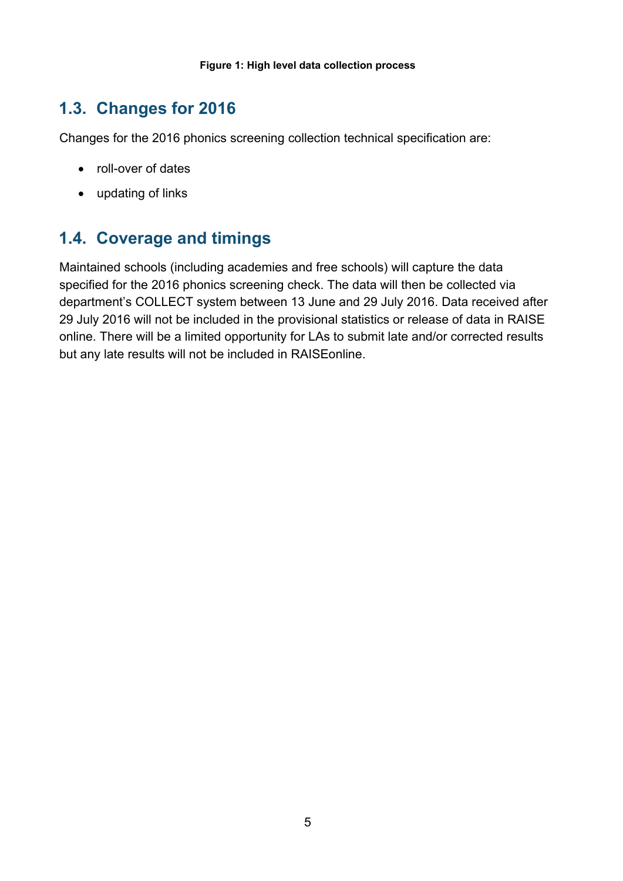**Figure 1: High level data collection process**

## 1.3. Changes for 2016

Changes for the 2016 phonics screening collection technical specification are:

- roll-over of dates
- updating of links

## 1.4. Coverage and timings

Maintained schools (including academies and free schools) will capture the data specified for the 2016 phonics screening check. The data will then be collected via department's COLLECT system between 13 June and 29 July 2016. Data received after 29 July 2016 will not be included in the provisional statistics or release of data in RAISE online. There will be a limited opportunity for LAs to submit late and/or corrected results but any late results will not be included in RAISEonline.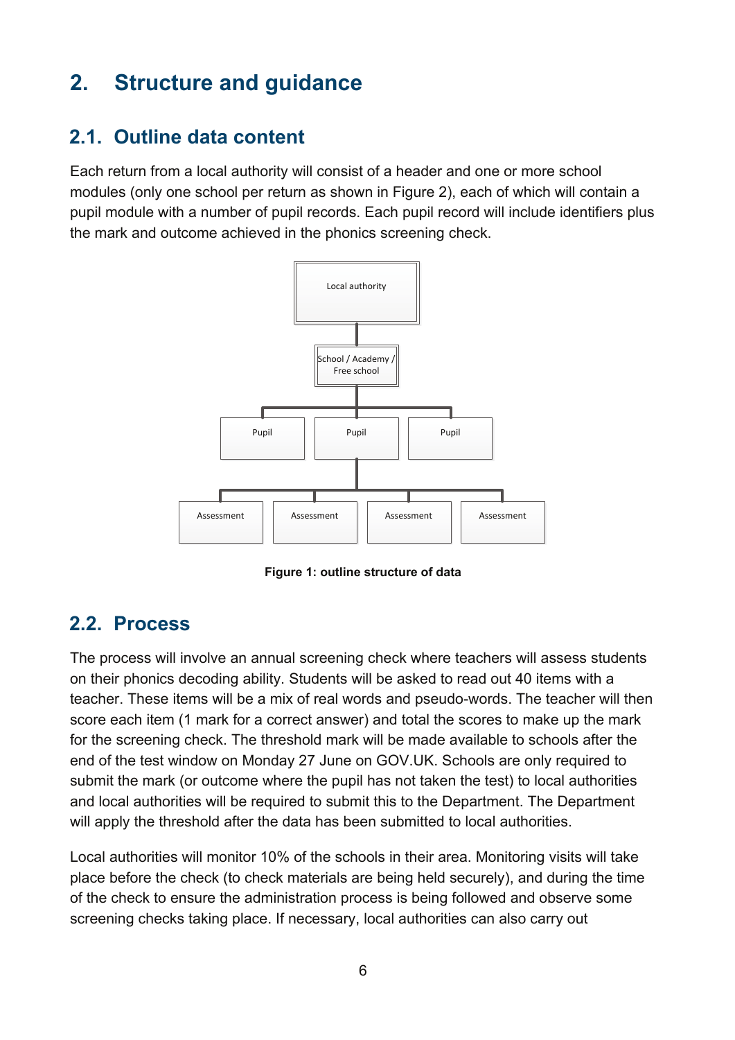# 2. Structure and guidance

## 2.1. Outline data content

Each return from a local authority will consist of a header and one or more school modules (only one school per return as shown in Figure 2), each of which will contain a pupil module with a number of pupil records. Each pupil record will include identifiers plus the mark and outcome achieved in the phonics screening check.

Local authority

School / Academy / Free school

Pupil | Pupil | Pupil

Assessment | Assessment | Assessment | Assessment

**Figure 1: outline structure of data**

## 2.2. Process

The process will involve an annual screening check where teachers will assess students on their phonics decoding ability. Students will be asked to read out 40 items with a teacher. These items will be a mix of real words and pseudo-words. The teacher will then score each item (1 mark for a correct answer) and total the scores to make up the mark for the screening check. The threshold mark will be made available to schools after the end of the test window on Monday 27 June on GOV.UK. Schools are only required to submit the mark (or outcome where the pupil has not taken the test) to local authorities and local authorities will be required to submit this to the Department. The Department will apply the threshold after the data has been submitted to local authorities.

Local authorities will monitor 10% of the schools in their area. Monitoring visits will take place before the check (to check materials are being held securely), and during the time of the check to ensure the administration process is being followed and observe some screening checks taking place. If necessary, local authorities can also carry out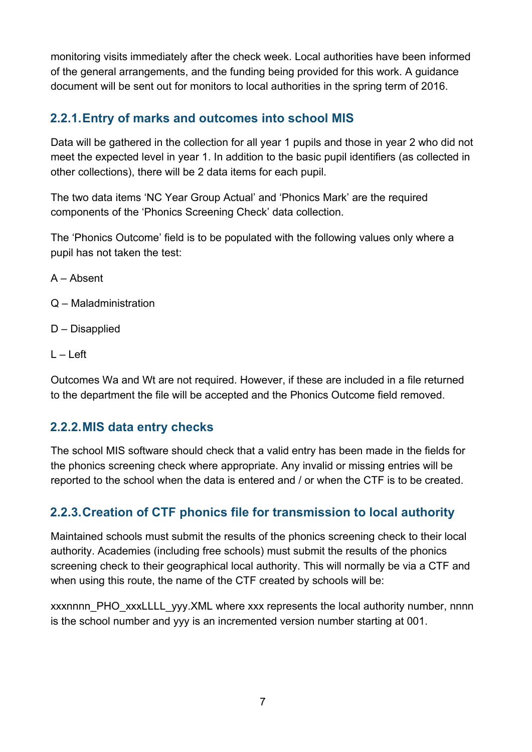monitoring visits immediately after the check week. Local authorities have been informed of the general arrangements, and the funding being provided for this work. A guidance document will be sent out for monitors to local authorities in the spring term of 2016.

### 2.2.1. Entry of marks and outcomes into school MIS

Data will be gathered in the collection for all year 1 pupils and those in year 2 who did not meet the expected level in year 1. In addition to the basic pupil identifiers (as collected in other collections), there will be 2 data items for each pupil.

The two data items 'NC Year Group Actual' and 'Phonics Mark' are the required components of the 'Phonics Screening Check' data collection.

The 'Phonics Outcome' field is to be populated with the following values only where a pupil has not taken the test:

A – Absent

Q – Maladministration

D – Disapplied

L – Left

Outcomes Wa and Wt are not required. However, if these are included in a file returned to the department the file will be accepted and the Phonics Outcome field removed.

### 2.2.2. MIS data entry checks

The school MIS software should check that a valid entry has been made in the fields for the phonics screening check where appropriate. Any invalid or missing entries will be reported to the school when the data is entered and / or when the CTF is to be created.

### 2.2.3. Creation of CTF phonics file for transmission to local authority

Maintained schools must submit the results of the phonics screening check to their local authority. Academies (including free schools) must submit the results of the phonics screening check to their geographical local authority. This will normally be via a CTF and when using this route, the name of the CTF created by schools will be:

xxxnnnn_PHO_xxxLLLL_yyy.XML where xxx represents the local authority number, nnnn is the school number and yyy is an incremented version number starting at 001.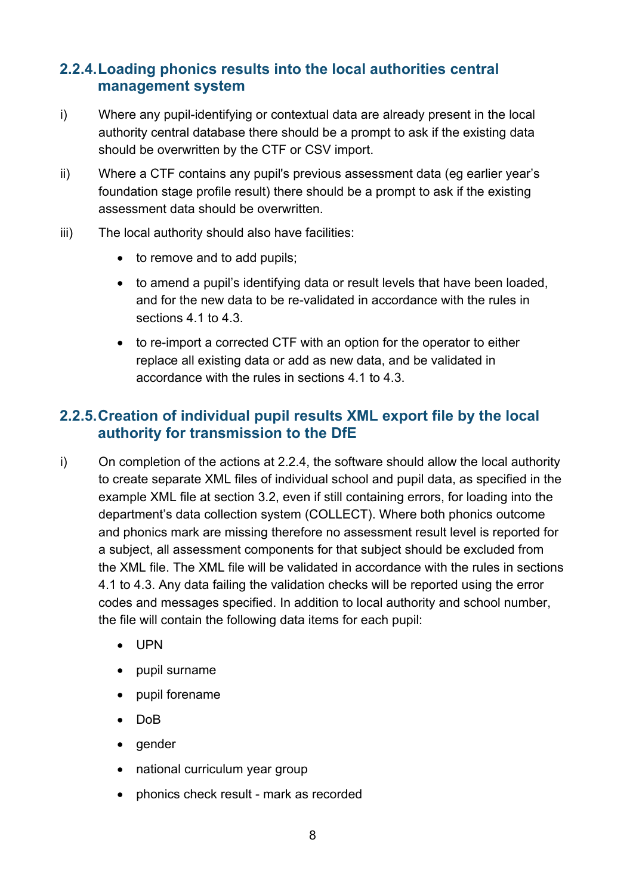### 2.2.4. Loading phonics results into the local authorities central management system

i) Where any pupil-identifying or contextual data are already present in the local authority central database there should be a prompt to ask if the existing data should be overwritten by the CTF or CSV import.

ii) Where a CTF contains any pupil's previous assessment data (eg earlier year's foundation stage profile result) there should be a prompt to ask if the existing assessment data should be overwritten.

iii) The local authority should also have facilities:

- to remove and to add pupils;
- to amend a pupil's identifying data or result levels that have been loaded, and for the new data to be re-validated in accordance with the rules in sections 4.1 to 4.3.
- to re-import a corrected CTF with an option for the operator to either replace all existing data or add as new data, and be validated in accordance with the rules in sections 4.1 to 4.3.

### 2.2.5. Creation of individual pupil results XML export file by the local authority for transmission to the DfE

i) On completion of the actions at 2.2.4, the software should allow the local authority to create separate XML files of individual school and pupil data, as specified in the example XML file at section 3.2, even if still containing errors, for loading into the department's data collection system (COLLECT). Where both phonics outcome and phonics mark are missing therefore no assessment result level is reported for a subject, all assessment components for that subject should be excluded from the XML file. The XML file will be validated in accordance with the rules in sections 4.1 to 4.3. Any data failing the validation checks will be reported using the error codes and messages specified. In addition to local authority and school number, the file will contain the following data items for each pupil:

- UPN
- pupil surname
- pupil forename
- DoB
- gender
- national curriculum year group
- phonics check result - mark as recorded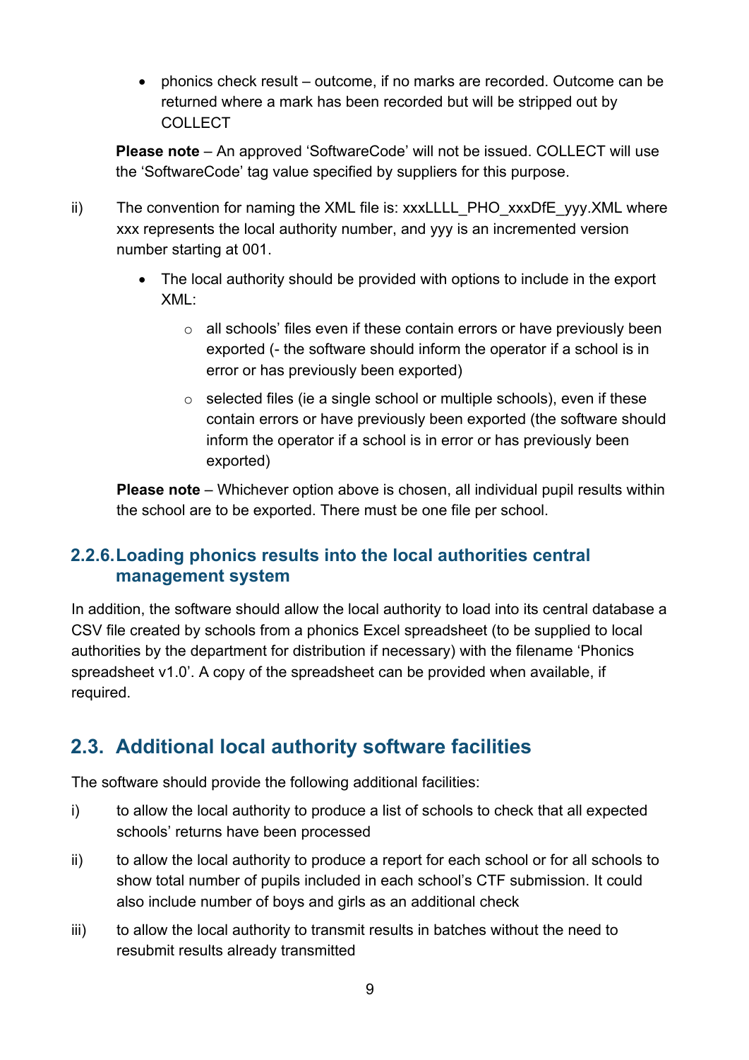- phonics check result – outcome, if no marks are recorded. Outcome can be returned where a mark has been recorded but will be stripped out by COLLECT

**Please note** – An approved 'SoftwareCode' will not be issued. COLLECT will use the 'SoftwareCode' tag value specified by suppliers for this purpose.

ii) The convention for naming the XML file is: xxxLLLL_PHO_xxxDfE_yyy.XML where xxx represents the local authority number, and yyy is an incremented version number starting at 001.

- The local authority should be provided with options to include in the export XML:
    - all schools' files even if these contain errors or have previously been exported (- the software should inform the operator if a school is in error or has previously been exported)
    - selected files (ie a single school or multiple schools), even if these contain errors or have previously been exported (the software should inform the operator if a school is in error or has previously been exported)

**Please note** – Whichever option above is chosen, all individual pupil results within the school are to be exported. There must be one file per school.

### 2.2.6. Loading phonics results into the local authorities central management system

In addition, the software should allow the local authority to load into its central database a CSV file created by schools from a phonics Excel spreadsheet (to be supplied to local authorities by the department for distribution if necessary) with the filename 'Phonics spreadsheet v1.0'. A copy of the spreadsheet can be provided when available, if required.

## 2.3. Additional local authority software facilities

The software should provide the following additional facilities:

i) to allow the local authority to produce a list of schools to check that all expected schools' returns have been processed

ii) to allow the local authority to produce a report for each school or for all schools to show total number of pupils included in each school's CTF submission. It could also include number of boys and girls as an additional check

iii) to allow the local authority to transmit results in batches without the need to resubmit results already transmitted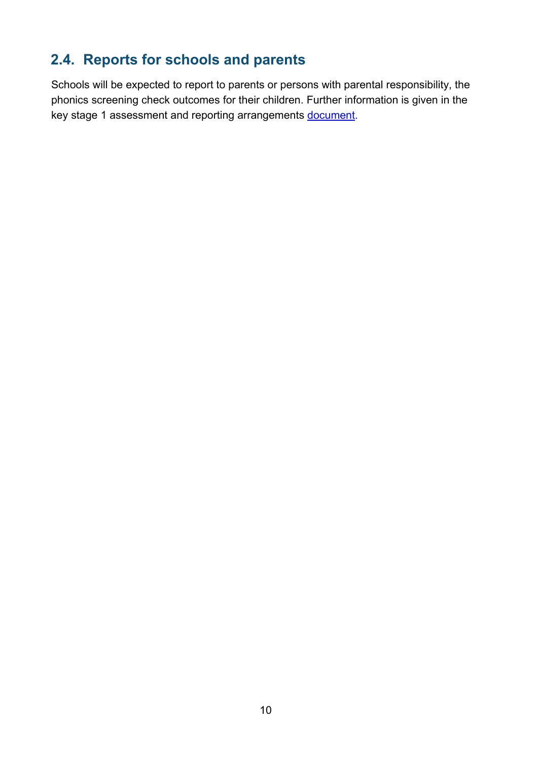## 2.4. Reports for schools and parents

Schools will be expected to report to parents or persons with parental responsibility, the phonics screening check outcomes for their children. Further information is given in the key stage 1 assessment and reporting arrangements document.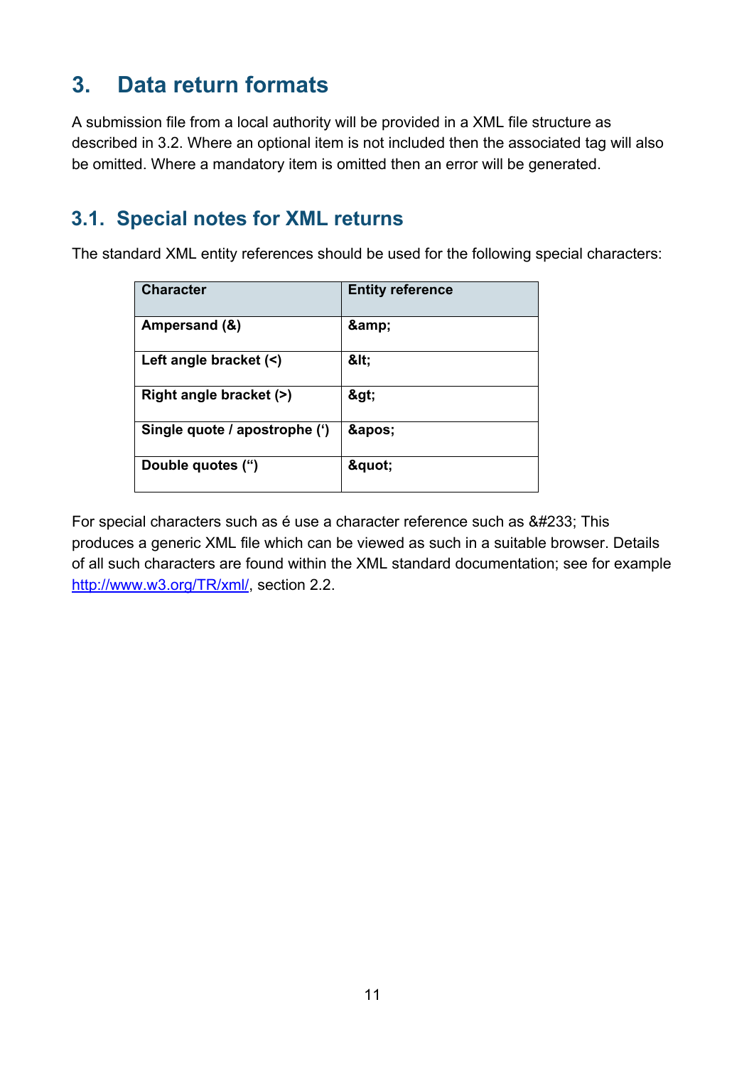# 3. Data return formats

A submission file from a local authority will be provided in a XML file structure as described in 3.2. Where an optional item is not included then the associated tag will also be omitted. Where a mandatory item is omitted then an error will be generated.

## 3.1. Special notes for XML returns

The standard XML entity references should be used for the following special characters:

| Character | Entity reference |
| --- | --- |
| **Ampersand (&)** | **&amp;amp;** |
| **Left angle bracket (<)** | **&amp;lt;** |
| **Right angle bracket (>)** | **&amp;gt;** |
| **Single quote / apostrophe (‘)** | **&amp;apos;** |
| **Double quotes (“)** | **&amp;quot;** |

For special characters such as é use a character reference such as &#233; This produces a generic XML file which can be viewed as such in a suitable browser. Details of all such characters are found within the XML standard documentation; see for example [http://www.w3.org/TR/xml/](http://www.w3.org/TR/xml/), section 2.2.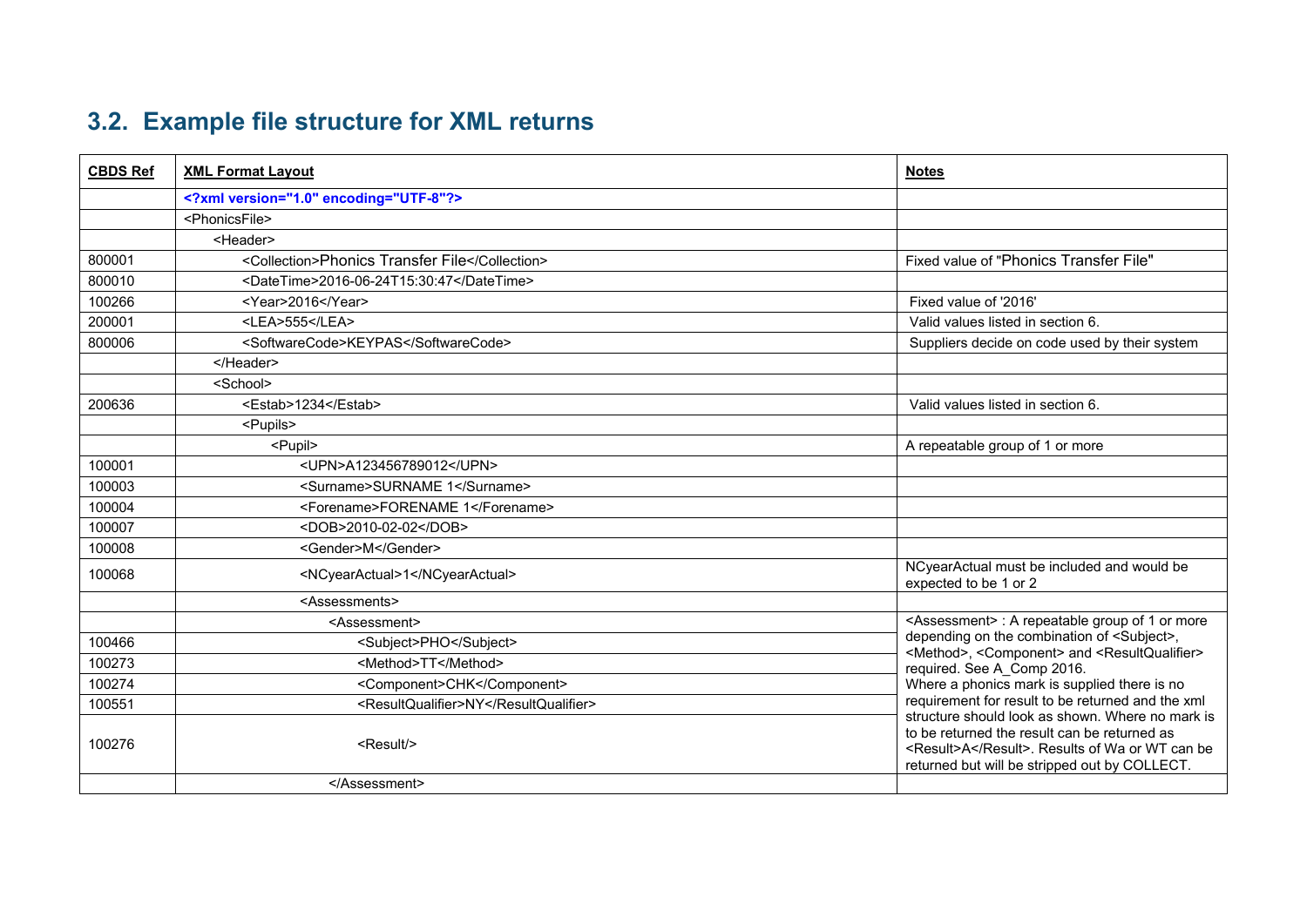## 3.2. Example file structure for XML returns

| CBDS Ref | XML Format Layout | Notes |
|---|---|---|
| | **<?xml version="1.0" encoding="UTF-8"?>** | |
| | <PhonicsFile> | |
| | <Header> | |
| 800001 | <Collection>Phonics Transfer File</Collection> | Fixed value of "Phonics Transfer File" |
| 800010 | <DateTime>2016-06-24T15:30:47</DateTime> | |
| 100266 | <Year>2016</Year> | Fixed value of '2016' |
| 200001 | <LEA>555</LEA> | Valid values listed in section 6. |
| 800006 | <SoftwareCode>KEYPAS</SoftwareCode> | Suppliers decide on code used by their system |
| | </Header> | |
| | <School> | |
| 200636 | <Estab>1234</Estab> | Valid values listed in section 6. |
| | <Pupils> | |
| | <Pupil> | A repeatable group of 1 or more |
| 100001 | <UPN>A123456789012</UPN> | |
| 100003 | <Surname>SURNAME 1</Surname> | |
| 100004 | <Forename>FORENAME 1</Forename> | |
| 100007 | <DOB>2010-02-02</DOB> | |
| 100008 | <Gender>M</Gender> | |
| 100068 | <NCyearActual>1</NCyearActual> | NCyearActual must be included and would be expected to be 1 or 2 |
| | <Assessments> | |
| | <Assessment> | <Assessment> : A repeatable group of 1 or more depending on the combination of <Subject>, <Method>, <Component> and <ResultQualifier> required. See A_Comp 2016. Where a phonics mark is supplied there is no requirement for result to be returned and the xml structure should look as shown. Where no mark is to be returned the result can be returned as <Result>A</Result>. Results of Wa or WT can be returned but will be stripped out by COLLECT. |
| 100466 | <Subject>PHO</Subject> | |
| 100273 | <Method>TT</Method> | |
| 100274 | <Component>CHK</Component> | |
| 100551 | <ResultQualifier>NY</ResultQualifier> | |
| 100276 | <Result/> | |
| | </Assessment> | |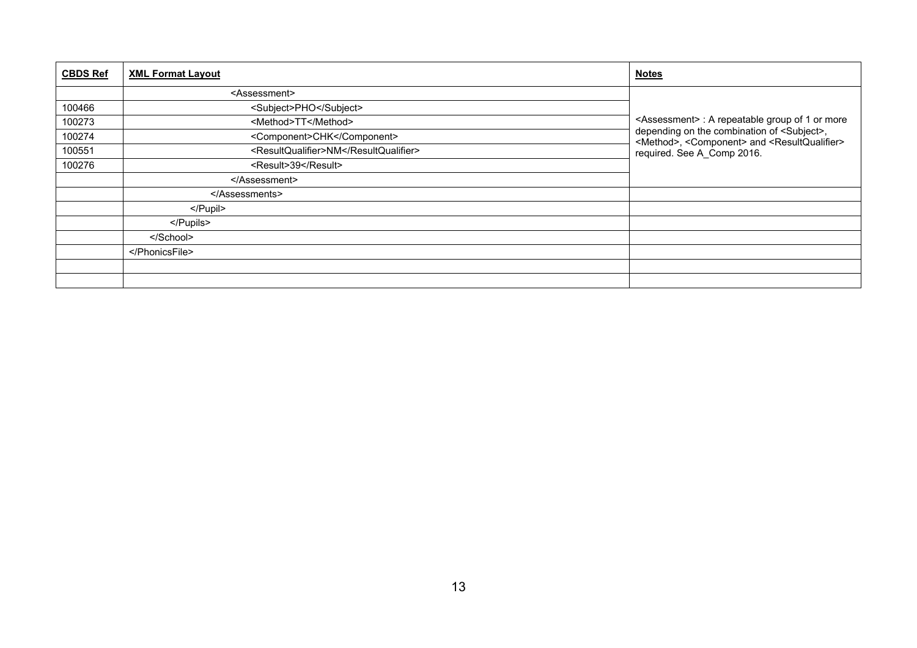| CBDS Ref | XML Format Layout | Notes |
|---|---|---|
| | <Assessment> | <Assessment> : A repeatable group of 1 or more depending on the combination of <Subject>, <Method>, <Component> and <ResultQualifier> required. See A_Comp 2016. |
| 100466 | <Subject>PHO</Subject> | |
| 100273 | <Method>TT</Method> | |
| 100274 | <Component>CHK</Component> | |
| 100551 | <ResultQualifier>NM</ResultQualifier> | |
| 100276 | <Result>39</Result> | |
| | </Assessment> | |
| | </Assessments> | |
| | </Pupil> | |
| | </Pupils> | |
| | </School> | |
| | </PhonicsFile> | |
| | | |
| | | |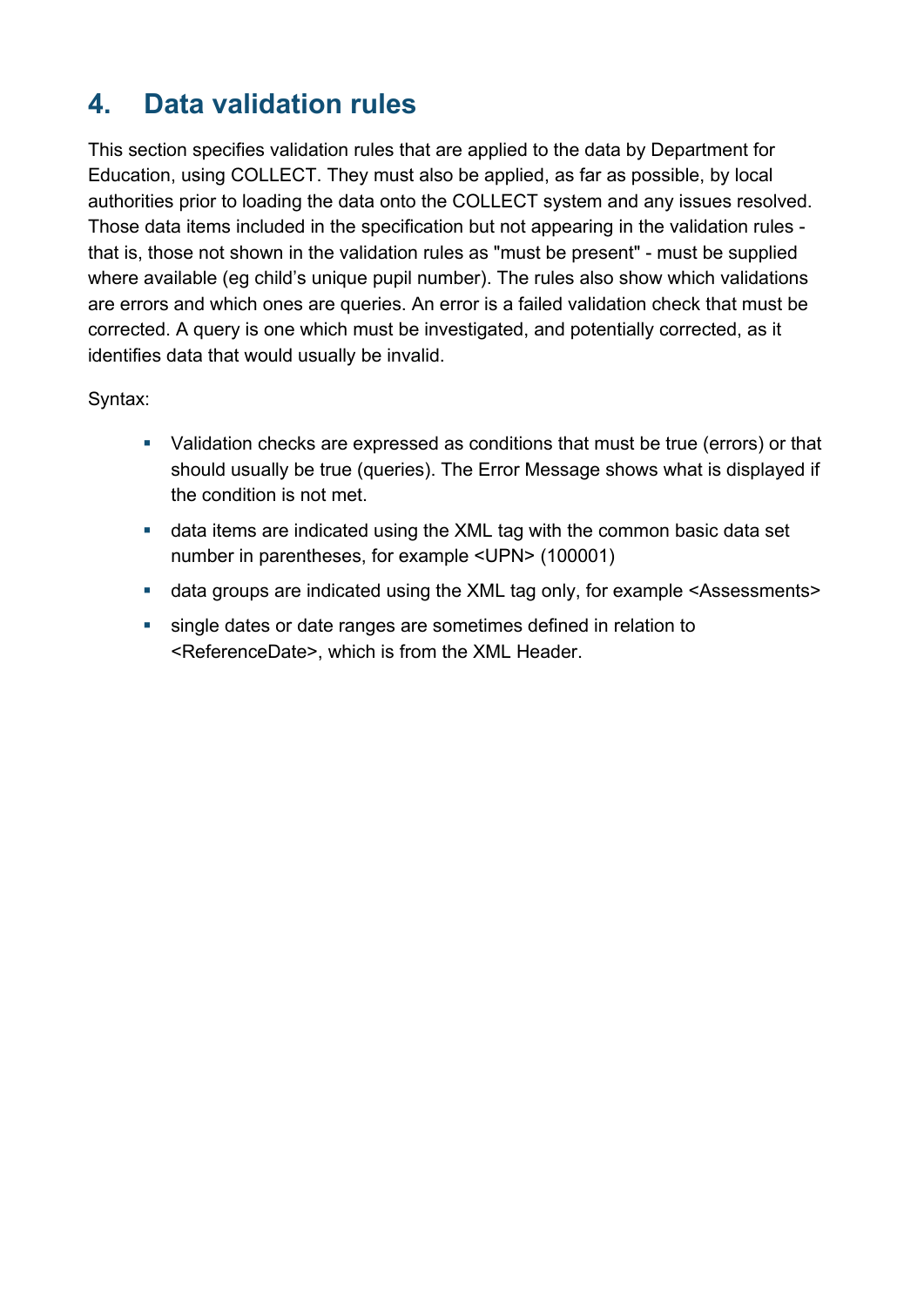# 4. Data validation rules

This section specifies validation rules that are applied to the data by Department for Education, using COLLECT. They must also be applied, as far as possible, by local authorities prior to loading the data onto the COLLECT system and any issues resolved. Those data items included in the specification but not appearing in the validation rules - that is, those not shown in the validation rules as "must be present" - must be supplied where available (eg child's unique pupil number). The rules also show which validations are errors and which ones are queries. An error is a failed validation check that must be corrected. A query is one which must be investigated, and potentially corrected, as it identifies data that would usually be invalid.

Syntax:

- Validation checks are expressed as conditions that must be true (errors) or that should usually be true (queries). The Error Message shows what is displayed if the condition is not met.
- data items are indicated using the XML tag with the common basic data set number in parentheses, for example <UPN> (100001)
- data groups are indicated using the XML tag only, for example <Assessments>
- single dates or date ranges are sometimes defined in relation to <ReferenceDate>, which is from the XML Header.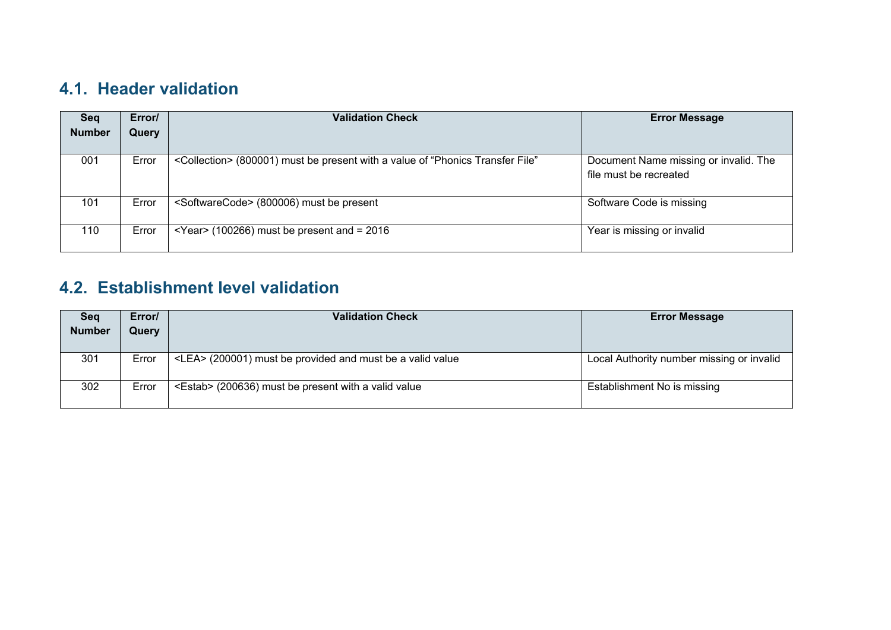## 4.1. Header validation

| Seq Number | Error/ Query | Validation Check | Error Message |
|---|---|---|---|
| 001 | Error | <Collection> (800001) must be present with a value of “Phonics Transfer File” | Document Name missing or invalid. The file must be recreated |
| 101 | Error | <SoftwareCode> (800006) must be present | Software Code is missing |
| 110 | Error | <Year> (100266) must be present and = 2016 | Year is missing or invalid |

## 4.2. Establishment level validation

| Seq Number | Error/ Query | Validation Check | Error Message |
|---|---|---|---|
| 301 | Error | <LEA> (200001) must be provided and must be a valid value | Local Authority number missing or invalid |
| 302 | Error | <Estab> (200636) must be present with a valid value | Establishment No is missing |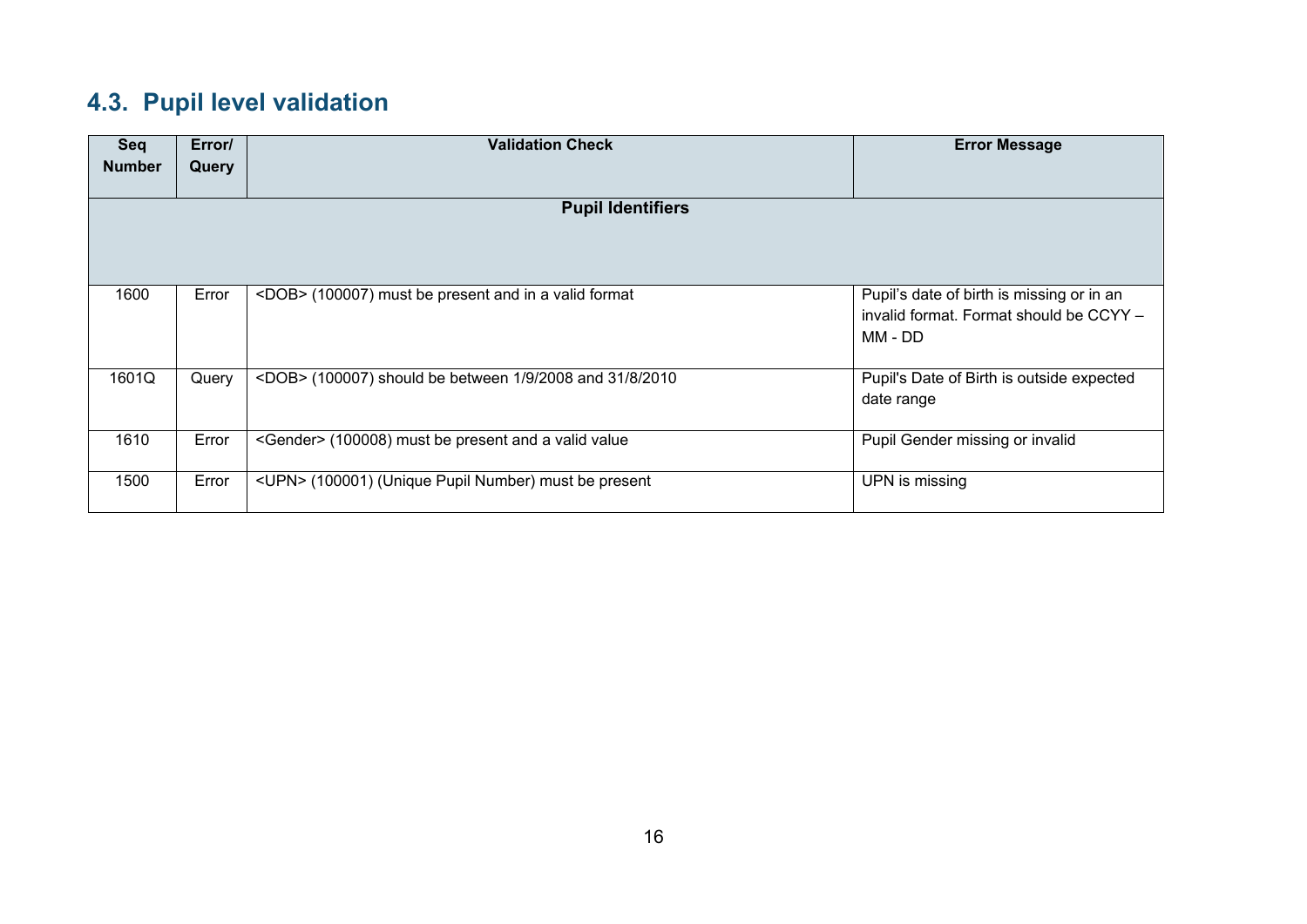## 4.3. Pupil level validation

| Seq Number | Error/ Query | Validation Check | Error Message |
|---|---|---|---|
| **Pupil Identifiers** | | | |
| 1600 | Error | <DOB> (100007) must be present and in a valid format | Pupil's date of birth is missing or in an invalid format. Format should be CCYY – MM - DD |
| 1601Q | Query | <DOB> (100007) should be between 1/9/2008 and 31/8/2010 | Pupil's Date of Birth is outside expected date range |
| 1610 | Error | <Gender> (100008) must be present and a valid value | Pupil Gender missing or invalid |
| 1500 | Error | <UPN> (100001) (Unique Pupil Number) must be present | UPN is missing |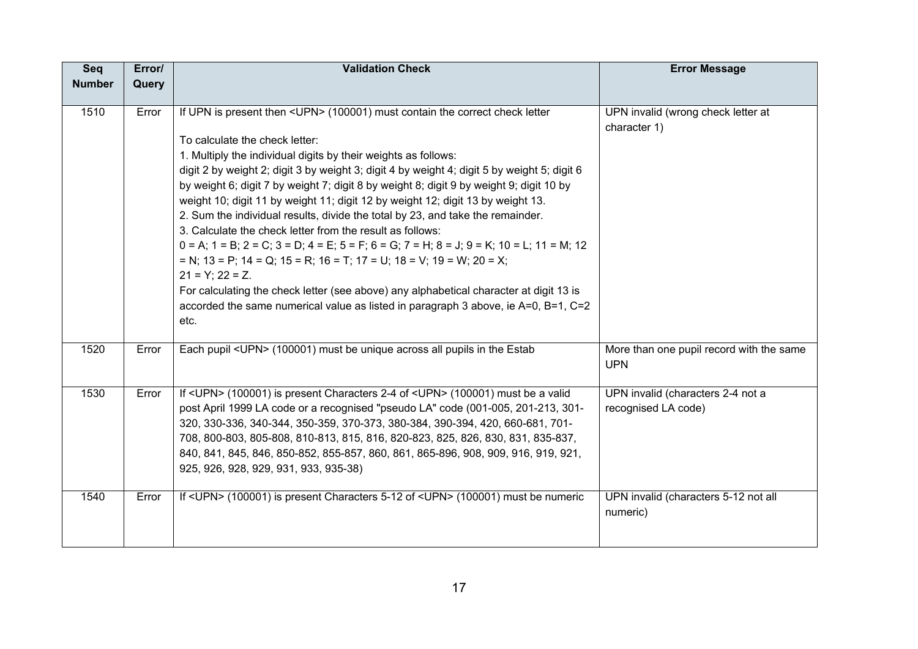| Seq Number | Error/ Query | Validation Check | Error Message |
|---|---|---|---|
| 1510 | Error | If UPN is present then <UPN> (100001) must contain the correct check letter<br><br>To calculate the check letter:<br>1. Multiply the individual digits by their weights as follows:<br>digit 2 by weight 2; digit 3 by weight 3; digit 4 by weight 4; digit 5 by weight 5; digit 6 by weight 6; digit 7 by weight 7; digit 8 by weight 8; digit 9 by weight 9; digit 10 by weight 10; digit 11 by weight 11; digit 12 by weight 12; digit 13 by weight 13.<br>2. Sum the individual results, divide the total by 23, and take the remainder.<br>3. Calculate the check letter from the result as follows:<br>0 = A; 1 = B; 2 = C; 3 = D; 4 = E; 5 = F; 6 = G; 7 = H; 8 = J; 9 = K; 10 = L; 11 = M; 12 = N; 13 = P; 14 = Q; 15 = R; 16 = T; 17 = U; 18 = V; 19 = W; 20 = X;<br>21 = Y; 22 = Z.<br>For calculating the check letter (see above) any alphabetical character at digit 13 is accorded the same numerical value as listed in paragraph 3 above, ie A=0, B=1, C=2 etc. | UPN invalid (wrong check letter at character 1) |
| 1520 | Error | Each pupil <UPN> (100001) must be unique across all pupils in the Estab | More than one pupil record with the same UPN |
| 1530 | Error | If <UPN> (100001) is present Characters 2-4 of <UPN> (100001) must be a valid post April 1999 LA code or a recognised "pseudo LA" code (001-005, 201-213, 301-320, 330-336, 340-344, 350-359, 370-373, 380-384, 390-394, 420, 660-681, 701-708, 800-803, 805-808, 810-813, 815, 816, 820-823, 825, 826, 830, 831, 835-837, 840, 841, 845, 846, 850-852, 855-857, 860, 861, 865-896, 908, 909, 916, 919, 921, 925, 926, 928, 929, 931, 933, 935-38) | UPN invalid (characters 2-4 not a recognised LA code) |
| 1540 | Error | If <UPN> (100001) is present Characters 5-12 of <UPN> (100001) must be numeric | UPN invalid (characters 5-12 not all numeric) |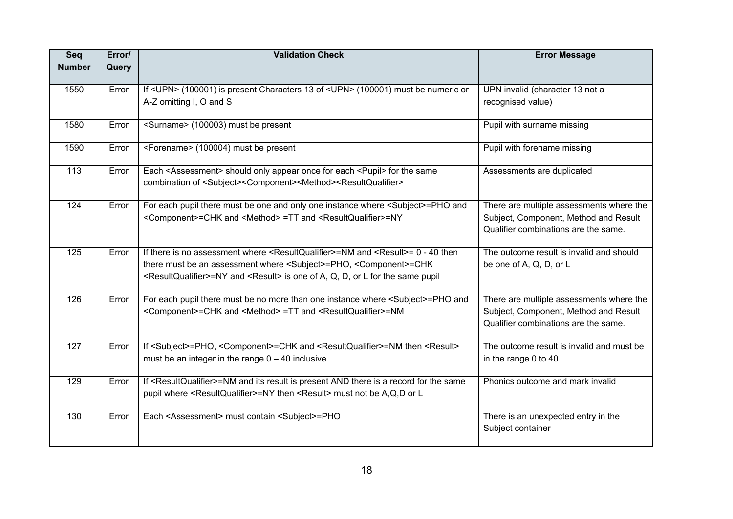| Seq Number | Error/ Query | Validation Check | Error Message |
|---|---|---|---|
| 1550 | Error | If <UPN> (100001) is present Characters 13 of <UPN> (100001) must be numeric or A-Z omitting I, O and S | UPN invalid (character 13 not a recognised value) |
| 1580 | Error | <Surname> (100003) must be present | Pupil with surname missing |
| 1590 | Error | <Forename> (100004) must be present | Pupil with forename missing |
| 113 | Error | Each <Assessment> should only appear once for each <Pupil> for the same combination of <Subject><Component><Method><ResultQualifier> | Assessments are duplicated |
| 124 | Error | For each pupil there must be one and only one instance where <Subject>=PHO and <Component>=CHK and <Method> =TT and <ResultQualifier>=NY | There are multiple assessments where the Subject, Component, Method and Result Qualifier combinations are the same. |
| 125 | Error | If there is no assessment where <ResultQualifier>=NM and <Result>= 0 - 40 then there must be an assessment where <Subject>=PHO, <Component>=CHK <ResultQualifier>=NY and <Result> is one of A, Q, D, or L for the same pupil | The outcome result is invalid and should be one of A, Q, D, or L |
| 126 | Error | For each pupil there must be no more than one instance where <Subject>=PHO and <Component>=CHK and <Method> =TT and <ResultQualifier>=NM | There are multiple assessments where the Subject, Component, Method and Result Qualifier combinations are the same. |
| 127 | Error | If <Subject>=PHO, <Component>=CHK and <ResultQualifier>=NM then <Result> must be an integer in the range 0 – 40 inclusive | The outcome result is invalid and must be in the range 0 to 40 |
| 129 | Error | If <ResultQualifier>=NM and its result is present AND there is a record for the same pupil where <ResultQualifier>=NY then <Result> must not be A,Q,D or L | Phonics outcome and mark invalid |
| 130 | Error | Each <Assessment> must contain <Subject>=PHO | There is an unexpected entry in the Subject container |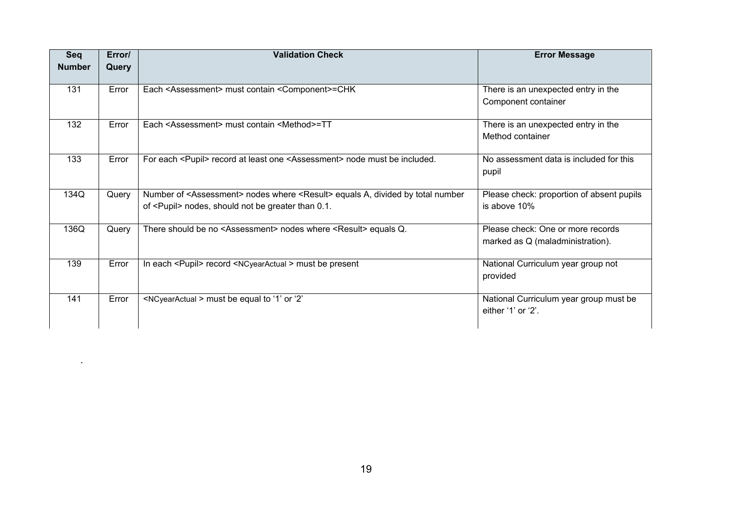| Seq Number | Error/ Query | Validation Check | Error Message |
| --- | --- | --- | --- |
| 131 | Error | Each <Assessment> must contain <Component>=CHK | There is an unexpected entry in the Component container |
| 132 | Error | Each <Assessment> must contain <Method>=TT | There is an unexpected entry in the Method container |
| 133 | Error | For each <Pupil> record at least one <Assessment> node must be included. | No assessment data is included for this pupil |
| 134Q | Query | Number of <Assessment> nodes where <Result> equals A, divided by total number of <Pupil> nodes, should not be greater than 0.1. | Please check: proportion of absent pupils is above 10% |
| 136Q | Query | There should be no <Assessment> nodes where <Result> equals Q. | Please check: One or more records marked as Q (maladministration). |
| 139 | Error | In each <Pupil> record <NCyearActual > must be present | National Curriculum year group not provided |
| 141 | Error | <NCyearActual > must be equal to '1' or '2' | National Curriculum year group must be either '1' or '2'. |

.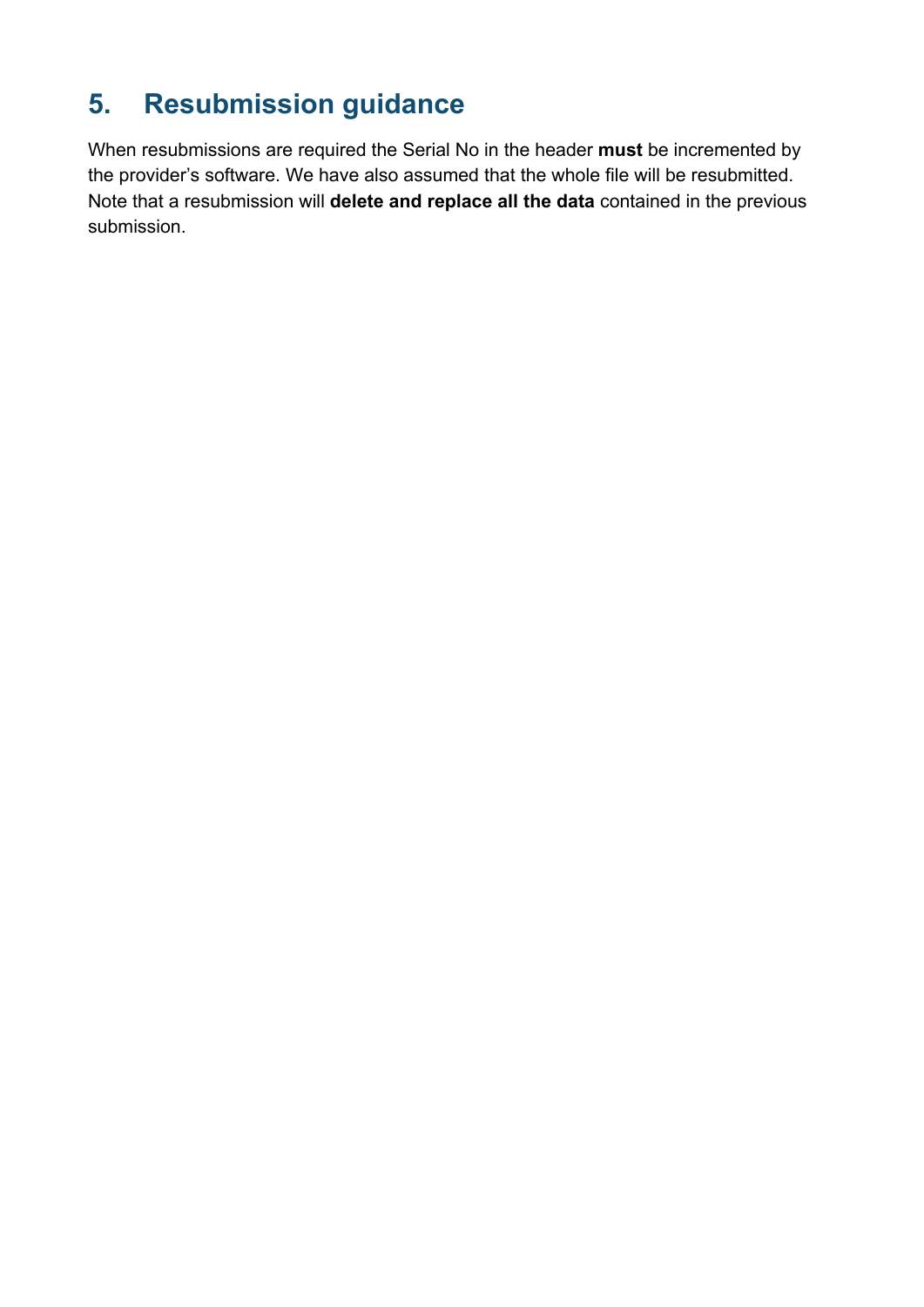## 5. Resubmission guidance

When resubmissions are required the Serial No in the header **must** be incremented by the provider's software. We have also assumed that the whole file will be resubmitted. Note that a resubmission will **delete and replace all the data** contained in the previous submission.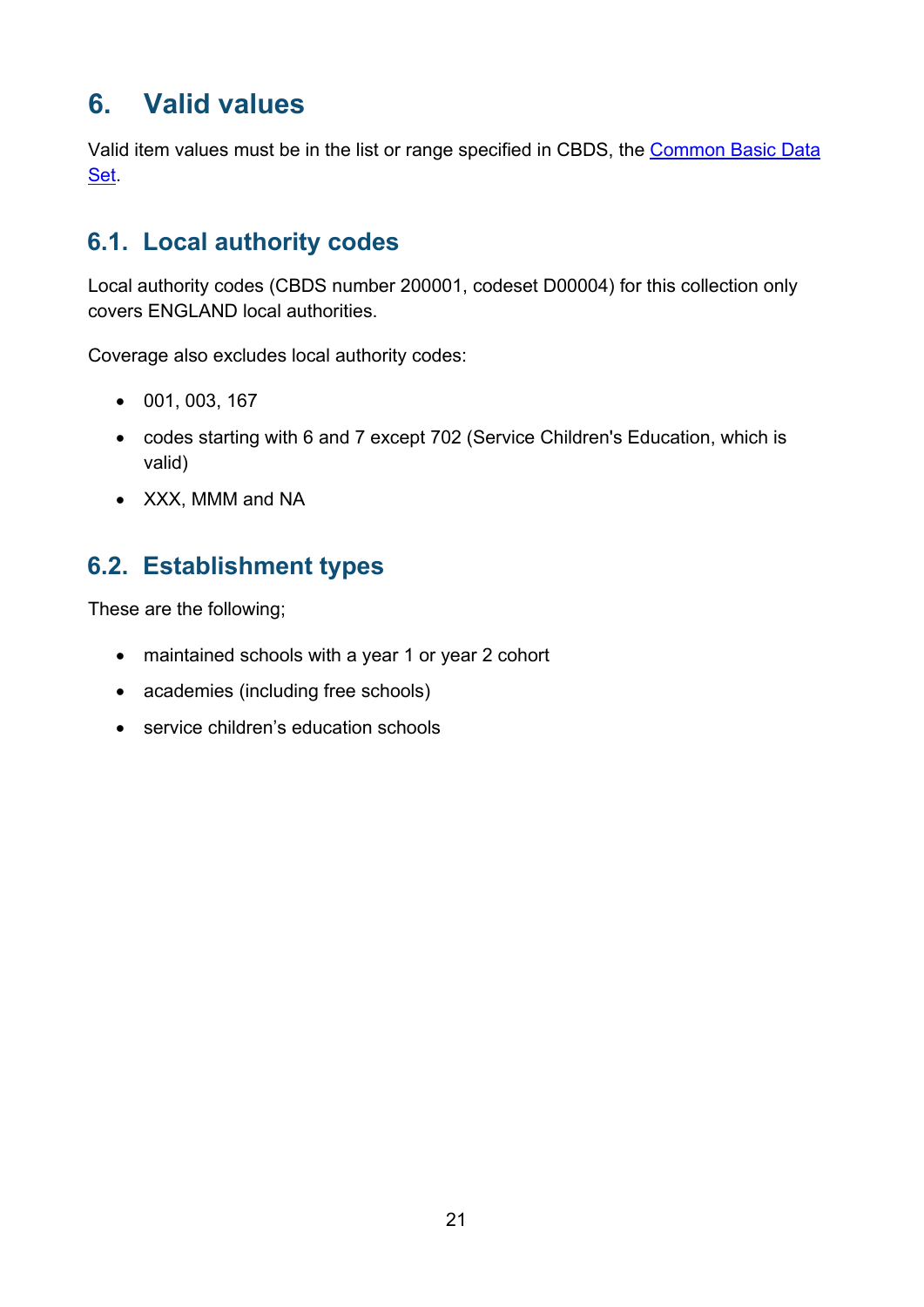# 6. Valid values

Valid item values must be in the list or range specified in CBDS, the [Common Basic Data Set](Common Basic Data Set).

## 6.1. Local authority codes

Local authority codes (CBDS number 200001, codeset D00004) for this collection only covers ENGLAND local authorities.

Coverage also excludes local authority codes:

- 001, 003, 167
- codes starting with 6 and 7 except 702 (Service Children's Education, which is valid)
- XXX, MMM and NA

## 6.2. Establishment types

These are the following;

- maintained schools with a year 1 or year 2 cohort
- academies (including free schools)
- service children's education schools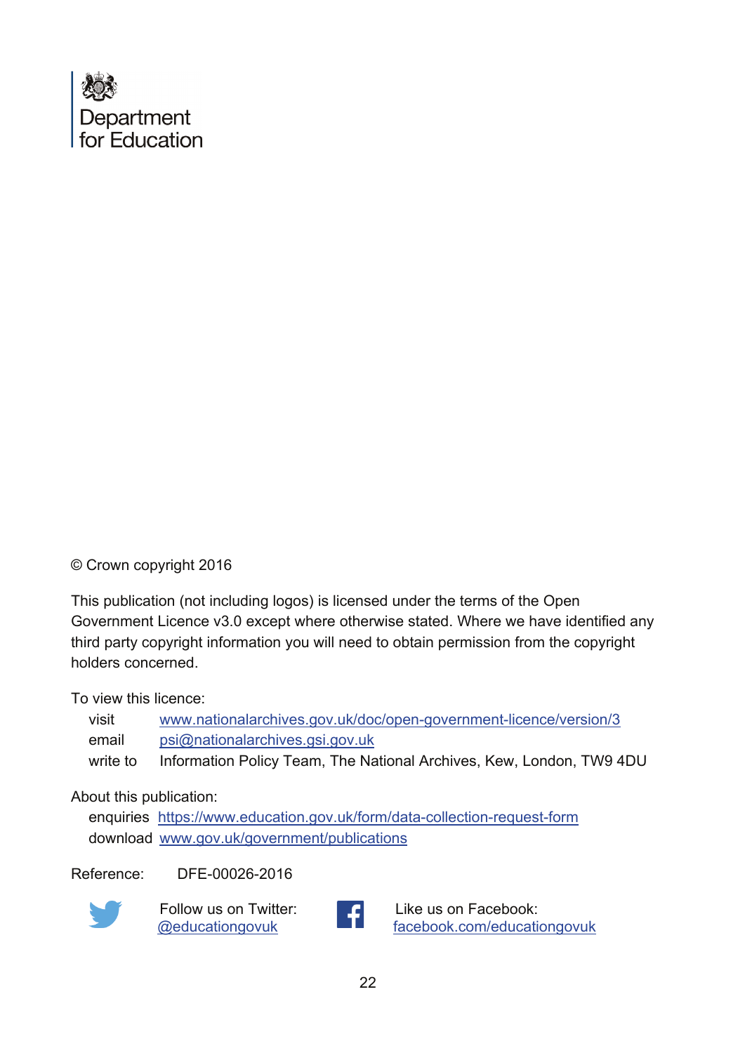Department for Education

© Crown copyright 2016

This publication (not including logos) is licensed under the terms of the Open Government Licence v3.0 except where otherwise stated. Where we have identified any third party copyright information you will need to obtain permission from the copyright holders concerned.

To view this licence:

| | |
|---|---|
| visit | www.nationalarchives.gov.uk/doc/open-government-licence/version/3 |
| email | psi@nationalarchives.gsi.gov.uk |
| write to | Information Policy Team, The National Archives, Kew, London, TW9 4DU |

About this publication:

| | |
|---|---|
| enquiries | https://www.education.gov.uk/form/data-collection-request-form |
| download | www.gov.uk/government/publications |

Reference: DFE-00026-2016

Follow us on Twitter: @educationgovuk

Like us on Facebook: facebook.com/educationgovuk